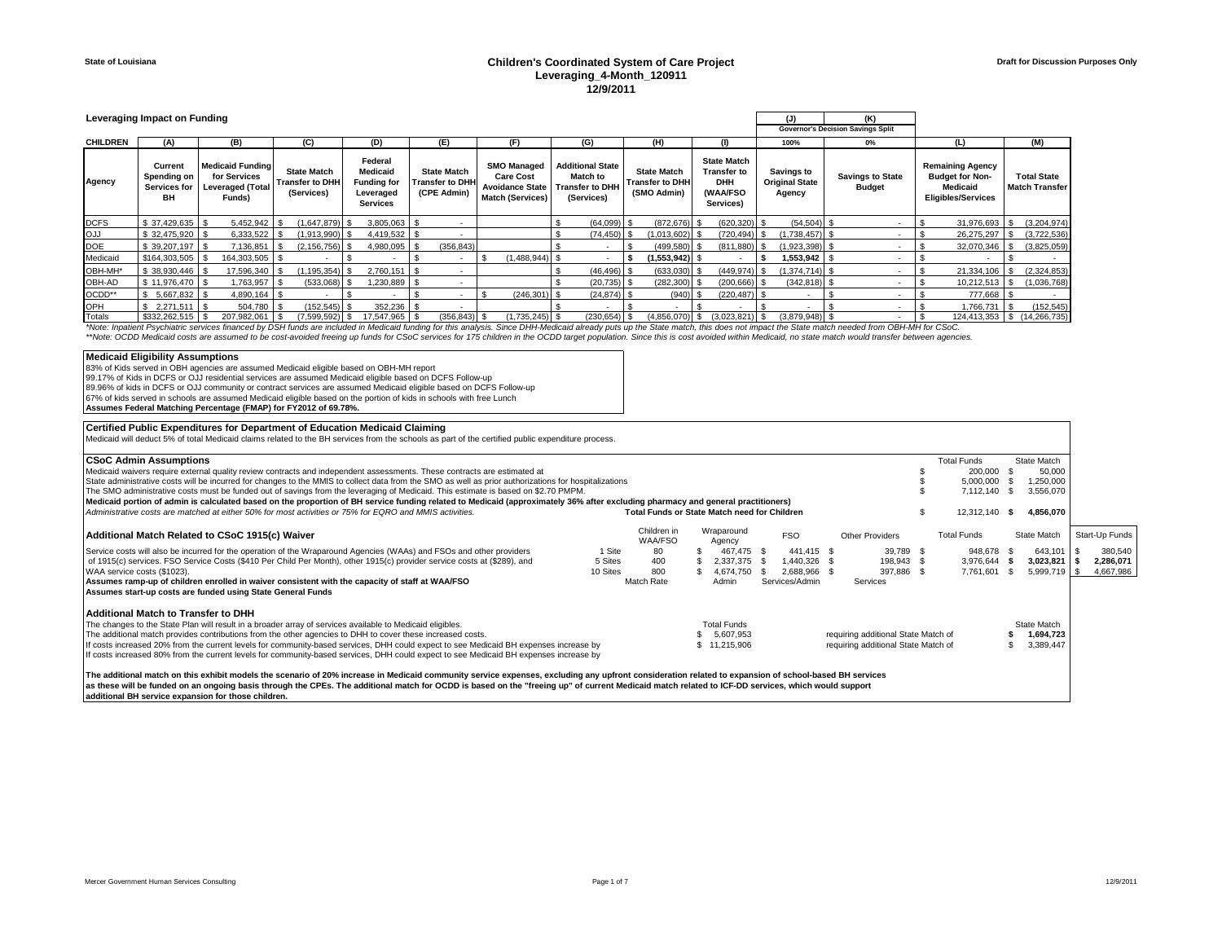State of Louisiana

# Children's Coordinated System of Care Project
## Leveraging_4-Month_120911
## 12/9/2011

Draft for Discussion Purposes Only

### Leveraging Impact on Funding

| CHILDREN | (A) | (B) | (C) | (D) | (E) | (F) | (G) | (H) | (I) | (J) 100% | (K) 0% | (L) | (M) |
|---|---|---|---|---|---|---|---|---|---|---|---|---|---|
| | | | | | | | | | | Governor's Decision Savings Split | | | |
| Agency | Current Spending on Services for BH | Medicaid Funding for Services Leveraged (Total Funds) | State Match Transfer to DHH (Services) | Federal Medicaid Funding for Leveraged Services | State Match Transfer to DHH (CPE Admin) | SMO Managed Care Cost Avoidance State Match (Services) | Additional State Match to Transfer to DHH (Services) | State Match Transfer to DHH (SMO Admin) | State Match Transfer to DHH (WAA/FSO Services) | Savings to Original State Agency | Savings to State Budget | Remaining Agency Budget for Non-Medicaid Eligibles/Services | Total State Match Transfer |
| DCFS | $ 37,429,635 | $ 5,452,942 | $ (1,647,879) | $ 3,805,063 | $ - | | $ (64,099) | $ (872,676) | $ (620,320) | $ (54,504) | $ - | $ 31,976,693 | $ (3,204,974) |
| OJJ | $ 32,475,920 | $ 6,333,522 | $ (1,913,990) | $ 4,419,532 | $ - | | $ (74,450) | $ (1,013,602) | $ (720,494) | $ (1,738,457) | $ - | $ 26,275,297 | $ (3,722,536) |
| DOE | $ 39,207,197 | $ 7,136,851 | $ (2,156,756) | $ 4,980,095 | $ (356,843) | | $ - | $ (499,580) | $ (811,880) | $ (1,923,398) | $ - | $ 32,070,346 | $ (3,825,059) |
| Medicaid | $164,303,505 | $ 164,303,505 | $ - | $ - | $ - | $ (1,488,944) | $ - | **$ (1,553,942)** | $ - | **$ 1,553,942** | $ - | $ - | $ - |
| OBH-MH* | $ 38,930,446 | $ 17,596,340 | $ (1,195,354) | $ 2,760,151 | $ - | | $ (46,496) | $ (633,030) | $ (449,974) | $ (1,374,714) | $ - | $ 21,334,106 | $ (2,324,853) |
| OBH-AD | $ 11,976,470 | $ 1,763,957 | $ (533,068) | $ 1,230,889 | $ - | | $ (20,735) | $ (282,300) | $ (200,666) | $ (342,818) | $ - | $ 10,212,513 | $ (1,036,768) |
| OCDD** | $ 5,667,832 | $ 4,890,164 | $ - | $ - | $ - | $ (246,301) | $ (24,874) | $ (940) | $ (220,487) | $ - | $ - | $ 777,668 | $ - |
| OPH | $ 2,271,511 | $ 504,780 | $ (152,545) | $ 352,236 | $ - | | $ - | $ - | $ - | $ - | $ - | $ 1,766,731 | $ (152,545) |
| Totals | $332,262,515 | $ 207,982,061 | $ (7,599,592) | $ 17,547,965 | $ (356,843) | $ (1,735,245) | $ (230,654) | $ (4,856,070) | $ (3,023,821) | $ (3,879,948) | $ - | $ 124,413,353 | $ (14,266,735) |

*Note: Inpatient Psychiatric services financed by DSH funds are included in Medicaid funding for this analysis. Since DHH-Medicaid already puts up the State match, this does not impact the State match needed from OBH-MH for CSoC.*
*\*\*Note: OCDD Medicaid costs are assumed to be cost-avoided freeing up funds for CSoC services for 175 children in the OCDD target population. Since this is cost avoided within Medicaid, no state match would transfer between agencies.*

### Medicaid Eligibility Assumptions

83% of Kids served in OBH agencies are assumed Medicaid eligible based on OBH-MH report
99.17% of Kids in DCFS or OJJ residential services are assumed Medicaid eligible based on DCFS Follow-up
89.96% of kids in DCFS or OJJ community or contract services are assumed Medicaid eligible based on DCFS Follow-up
67% of kids served in schools are assumed Medicaid eligible based on the portion of kids in schools with free Lunch
**Assumes Federal Matching Percentage (FMAP) for FY2012 of 69.78%.**

### Certified Public Expenditures for Department of Education Medicaid Claiming

Medicaid will deduct 5% of total Medicaid claims related to the BH services from the schools as part of the certified public expenditure process.

### CSoC Admin Assumptions

| | Total Funds | State Match |
|---|---|---|
| Medicaid waivers require external quality review contracts and independent assessments. These contracts are estimated at | $ 200,000 | $ 50,000 |
| State administrative costs will be incurred for changes to the MMIS to collect data from the SMO as well as prior authorizations for hospitalizations | $ 5,000,000 | $ 1,250,000 |
| The SMO administrative costs must be funded out of savings from the leveraging of Medicaid. This estimate is based on $2.70 PMPM. | $ 7,112,140 | $ 3,556,070 |
| **Medicaid portion of admin is calculated based on the proportion of BH service funding related to Medicaid (approximately 36% after excluding pharmacy and general practitioners)** | | |
| *Administrative costs are matched at either 50% for most activities or 75% for EQRO and MMIS activities.* — **Total Funds or State Match need for Children** | $ 12,312,140 | **$ 4,856,070** |

### Additional Match Related to CSoC 1915(c) Waiver

| | | Children in WAA/FSO | Wraparound Agency | FSO | Other Providers | Total Funds | State Match | Start-Up Funds |
|---|---|---|---|---|---|---|---|---|
| Service costs will also be incurred for the operation of the Wraparound Agencies (WAAs) and FSOs and other providers | 1 Site | 80 | $ 467,475 | $ 441,415 | $ 39,789 | $ 948,678 | $ 643,101 | $ 380,540 |
| of 1915(c) services. FSO Service Costs ($410 Per Child Per Month), other 1915(c) provider service costs at ($289), and | 5 Sites | 400 | $ 2,337,375 | $ 1,440,326 | $ 198,943 | $ 3,976,644 | **$ 3,023,821** | **$ 2,286,071** |
| WAA service costs ($1023). | 10 Sites | 800 | $ 4,674,750 | $ 2,688,966 | $ 397,886 | $ 7,761,601 | $ 5,999,719 | $ 4,667,986 |
| **Assumes ramp-up of children enrolled in waiver consistent with the capacity of staff at WAA/FSO** | | Match Rate | Admin | Services/Admin | Services | | | |

**Assumes start-up costs are funded using State General Funds**

### Additional Match to Transfer to DHH

The changes to the State Plan will result in a broader array of services available to Medicaid eligibles.
The additional match provides contributions from the other agencies to DHH to cover these increased costs.

| | Total Funds | | State Match |
|---|---|---|---|
| If costs increased 20% from the current levels for community-based services, DHH could expect to see Medicaid BH expenses increase by | $ 5,607,953 | requiring additional State Match of | **$ 1,694,723** |
| If costs increased 80% from the current levels for community-based services, DHH could expect to see Medicaid BH expenses increase by | $ 11,215,906 | requiring additional State Match of | $ 3,389,447 |

**The additional match on this exhibit models the scenario of 20% increase in Medicaid community service expenses, excluding any upfront consideration related to expansion of school-based BH services as these will be funded on an ongoing basis through the CPEs. The additional match for OCDD is based on the "freeing up" of current Medicaid match related to ICF-DD services, which would support additional BH service expansion for those children.**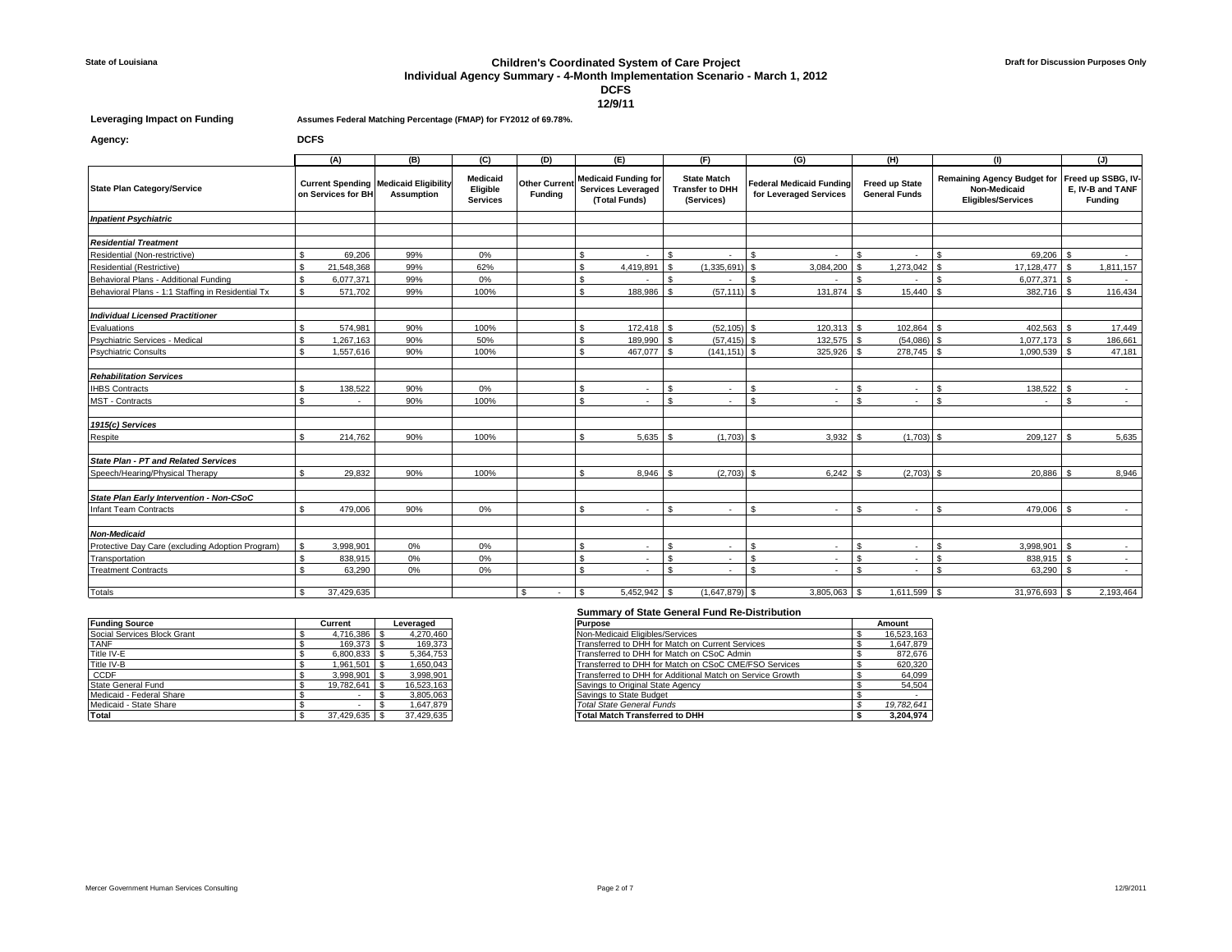State of Louisiana

Draft for Discussion Purposes Only

# Children's Coordinated System of Care Project
## Individual Agency Summary - 4-Month Implementation Scenario - March 1, 2012
## DCFS
## 12/9/11

**Leveraging Impact on Funding** — **Assumes Federal Matching Percentage (FMAP) for FY2012 of 69.78%.**

**Agency:** **DCFS**

| | (A) | (B) | (C) | (D) | (E) | (F) | (G) | (H) | (I) | (J) |
|---|---|---|---|---|---|---|---|---|---|---|
| **State Plan Category/Service** | **Current Spending on Services for BH** | **Medicaid Eligibility Assumption** | **Medicaid Eligible Services** | **Other Current Funding** | **Medicaid Funding for Services Leveraged (Total Funds)** | **State Match Transfer to DHH (Services)** | **Federal Medicaid Funding for Leveraged Services** | **Freed up State General Funds** | **Remaining Agency Budget for Non-Medicaid Eligibles/Services** | **Freed up SSBG, IV-E, IV-B and TANF Funding** |
| ***Inpatient Psychiatric*** | | | | | | | | | | |
| ***Residential Treatment*** | | | | | | | | | | |
| Residential (Non-restrictive) | $ 69,206 | 99% | 0% | | $ - | $ - | $ - | $ - | $ 69,206 | $ - |
| Residential (Restrictive) | $ 21,548,368 | 99% | 62% | | $ 4,419,891 | $ (1,335,691) | $ 3,084,200 | $ 1,273,042 | $ 17,128,477 | $ 1,811,157 |
| Behavioral Plans - Additional Funding | $ 6,077,371 | 99% | 0% | | $ - | $ - | $ - | $ - | $ 6,077,371 | $ - |
| Behavioral Plans - 1:1 Staffing in Residential Tx | $ 571,702 | 99% | 100% | | $ 188,986 | $ (57,111) | $ 131,874 | $ 15,440 | $ 382,716 | $ 116,434 |
| ***Individual Licensed Practitioner*** | | | | | | | | | | |
| Evaluations | $ 574,981 | 90% | 100% | | $ 172,418 | $ (52,105) | $ 120,313 | $ 102,864 | $ 402,563 | $ 17,449 |
| Psychiatric Services - Medical | $ 1,267,163 | 90% | 50% | | $ 189,990 | $ (57,415) | $ 132,575 | $ (54,086) | $ 1,077,173 | $ 186,661 |
| Psychiatric Consults | $ 1,557,616 | 90% | 100% | | $ 467,077 | $ (141,151) | $ 325,926 | $ 278,745 | $ 1,090,539 | $ 47,181 |
| ***Rehabilitation Services*** | | | | | | | | | | |
| IHBS Contracts | $ 138,522 | 90% | 0% | | $ - | $ - | $ - | $ - | $ 138,522 | $ - |
| MST - Contracts | $ - | 90% | 100% | | $ - | $ - | $ - | $ - | $ - | $ - |
| ***1915(c) Services*** | | | | | | | | | | |
| Respite | $ 214,762 | 90% | 100% | | $ 5,635 | $ (1,703) | $ 3,932 | $ (1,703) | $ 209,127 | $ 5,635 |
| ***State Plan - PT and Related Services*** | | | | | | | | | | |
| Speech/Hearing/Physical Therapy | $ 29,832 | 90% | 100% | | $ 8,946 | $ (2,703) | $ 6,242 | $ (2,703) | $ 20,886 | $ 8,946 |
| ***State Plan Early Intervention - Non-CSoC*** | | | | | | | | | | |
| Infant Team Contracts | $ 479,006 | 90% | 0% | | $ - | $ - | $ - | $ - | $ 479,006 | $ - |
| ***Non-Medicaid*** | | | | | | | | | | |
| Protective Day Care (excluding Adoption Program) | $ 3,998,901 | 0% | 0% | | $ - | $ - | $ - | $ - | $ 3,998,901 | $ - |
| Transportation | $ 838,915 | 0% | 0% | | $ - | $ - | $ - | $ - | $ 838,915 | $ - |
| Treatment Contracts | $ 63,290 | 0% | 0% | | $ - | $ - | $ - | $ - | $ 63,290 | $ - |
| Totals | $ 37,429,635 | | | $ - | $ 5,452,942 | $ (1,647,879) | $ 3,805,063 | $ 1,611,599 | $ 31,976,693 | $ 2,193,464 |

| **Funding Source** | **Current** | **Leveraged** |
|---|---|---|
| Social Services Block Grant | $ 4,716,386 | $ 4,270,460 |
| TANF | $ 169,373 | $ 169,373 |
| Title IV-E | $ 6,800,833 | $ 5,364,753 |
| Title IV-B | $ 1,961,501 | $ 1,650,043 |
| CCDF | $ 3,998,901 | $ 3,998,901 |
| State General Fund | $ 19,782,641 | $ 16,523,163 |
| Medicaid - Federal Share | $ - | $ 3,805,063 |
| Medicaid - State Share | $ - | $ 1,647,879 |
| **Total** | $ 37,429,635 | $ 37,429,635 |

**Summary of State General Fund Re-Distribution**

| **Purpose** | **Amount** |
|---|---|
| Non-Medicaid Eligibles/Services | $ 16,523,163 |
| Transferred to DHH for Match on Current Services | $ 1,647,879 |
| Transferred to DHH for Match on CSoC Admin | $ 872,676 |
| Transferred to DHH for Match on CSoC CME/FSO Services | $ 620,320 |
| Transferred to DHH for Additional Match on Service Growth | $ 64,099 |
| Savings to Original State Agency | $ 54,504 |
| Savings to State Budget | $ - |
| *Total State General Funds* | *$ 19,782,641* |
| **Total Match Transferred to DHH** | **$ 3,204,974** |

Mercer Government Human Services Consulting

12/9/2011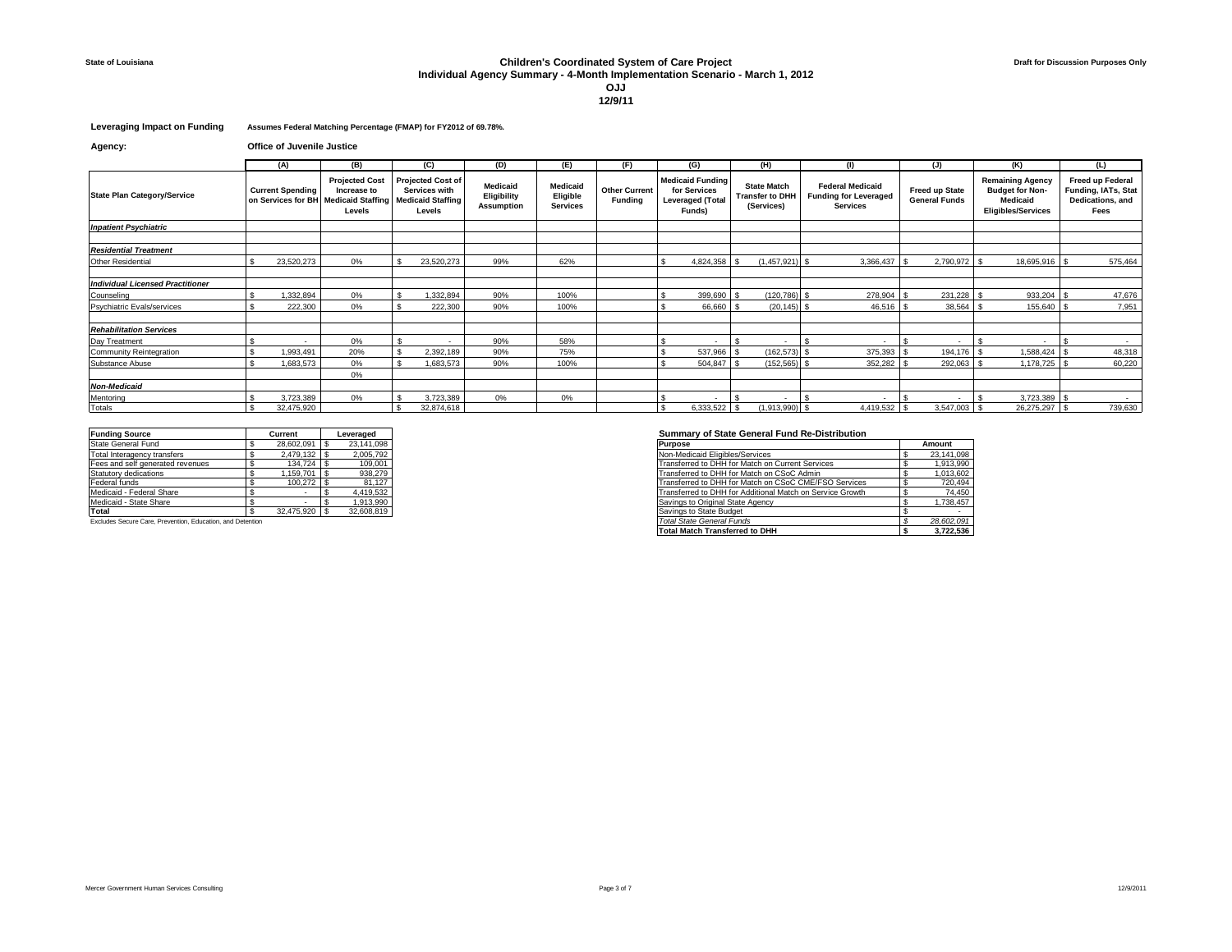State of Louisiana

# Children's Coordinated System of Care Project
## Individual Agency Summary - 4-Month Implementation Scenario - March 1, 2012
## OJJ
## 12/9/11

Draft for Discussion Purposes Only

**Leveraging Impact on Funding** **Assumes Federal Matching Percentage (FMAP) for FY2012 of 69.78%.**

**Agency:** **Office of Juvenile Justice**

| | (A) | (B) | (C) | (D) | (E) | (F) | (G) | (H) | (I) | (J) | (K) | (L) |
|---|---|---|---|---|---|---|---|---|---|---|---|---|
| **State Plan Category/Service** | **Current Spending on Services for BH** | **Projected Cost Increase to Medicaid Staffing Levels** | **Projected Cost of Services with Medicaid Staffing Levels** | **Medicaid Eligibility Assumption** | **Medicaid Eligible Services** | **Other Current Funding** | **Medicaid Funding for Services Leveraged (Total Funds)** | **State Match Transfer to DHH (Services)** | **Federal Medicaid Funding for Leveraged Services** | **Freed up State General Funds** | **Remaining Agency Budget for Non-Medicaid Eligibles/Services** | **Freed up Federal Funding, IATs, Stat Dedications, and Fees** |
| ***Inpatient Psychiatric*** | | | | | | | | | | | | |
| | | | | | | | | | | | | |
| ***Residential Treatment*** | | | | | | | | | | | | |
| Other Residential | $ 23,520,273 | 0% | $ 23,520,273 | 99% | 62% | | $ 4,824,358 | $ (1,457,921) | $ 3,366,437 | $ 2,790,972 | $ 18,695,916 | $ 575,464 |
| | | | | | | | | | | | | |
| ***Individual Licensed Practitioner*** | | | | | | | | | | | | |
| Counseling | $ 1,332,894 | 0% | $ 1,332,894 | 90% | 100% | | $ 399,690 | $ (120,786) | $ 278,904 | $ 231,228 | $ 933,204 | $ 47,676 |
| Psychiatric Evals/services | $ 222,300 | 0% | $ 222,300 | 90% | 100% | | $ 66,660 | $ (20,145) | $ 46,516 | $ 38,564 | $ 155,640 | $ 7,951 |
| | | | | | | | | | | | | |
| ***Rehabilitation Services*** | | | | | | | | | | | | |
| Day Treatment | $ - | 0% | $ - | 90% | 58% | | $ - | $ - | $ - | $ - | $ - | $ - |
| Community Reintegration | $ 1,993,491 | 20% | $ 2,392,189 | 90% | 75% | | $ 537,966 | $ (162,573) | $ 375,393 | $ 194,176 | $ 1,588,424 | $ 48,318 |
| Substance Abuse | $ 1,683,573 | 0% | $ 1,683,573 | 90% | 100% | | $ 504,847 | $ (152,565) | $ 352,282 | $ 292,063 | $ 1,178,725 | $ 60,220 |
| | | 0% | | | | | | | | | | |
| ***Non-Medicaid*** | | | | | | | | | | | | |
| Mentoring | $ 3,723,389 | 0% | $ 3,723,389 | 0% | 0% | | $ - | $ - | $ - | $ - | $ 3,723,389 | $ - |
| Totals | $ 32,475,920 | | $ 32,874,618 | | | | $ 6,333,522 | $ (1,913,990) | $ 4,419,532 | $ 3,547,003 | $ 26,275,297 | $ 739,630 |

| **Funding Source** | **Current** | **Leveraged** |
|---|---|---|
| State General Fund | $ 28,602,091 | $ 23,141,098 |
| Total Interagency transfers | $ 2,479,132 | $ 2,005,792 |
| Fees and self generated revenues | $ 134,724 | $ 109,001 |
| Statutory dedications | $ 1,159,701 | $ 938,279 |
| Federal funds | $ 100,272 | $ 81,127 |
| Medicaid - Federal Share | $ - | $ 4,419,532 |
| Medicaid - State Share | $ - | $ 1,913,990 |
| **Total** | $ 32,475,920 | $ 32,608,819 |

Excludes Secure Care, Prevention, Education, and Detention

**Summary of State General Fund Re-Distribution**

| **Purpose** | **Amount** |
|---|---|
| Non-Medicaid Eligibles/Services | $ 23,141,098 |
| Transferred to DHH for Match on Current Services | $ 1,913,990 |
| Transferred to DHH for Match on CSoC Admin | $ 1,013,602 |
| Transferred to DHH for Match on CSoC CME/FSO Services | $ 720,494 |
| Transferred to DHH for Additional Match on Service Growth | $ 74,450 |
| Savings to Original State Agency | $ 1,738,457 |
| Savings to State Budget | $ - |
| *Total State General Funds* | *$ 28,602,091* |
| **Total Match Transferred to DHH** | **$ 3,722,536** |

Mercer Government Human Services Consulting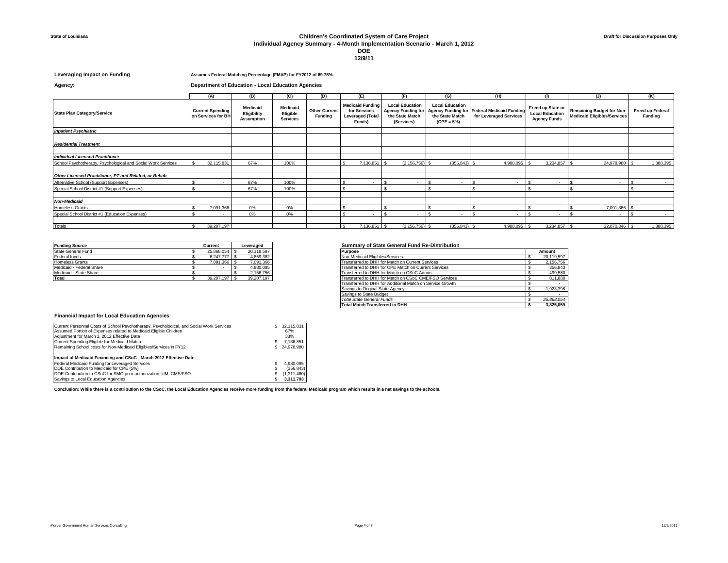State of Louisiana

# Children's Coordinated System of Care Project
## Individual Agency Summary - 4-Month Implementation Scenario - March 1, 2012
## DOE
## 12/9/11

Draft for Discussion Purposes Only

**Leveraging Impact on Funding** — **Assumes Federal Matching Percentage (FMAP) for FY2012 of 69.78%.**

**Agency:** **Department of Education - Local Education Agencies**

| | (A) | (B) | (C) | (D) | (E) | (F) | (G) | (H) | (I) | (J) | (K) |
|---|---|---|---|---|---|---|---|---|---|---|---|
| **State Plan Category/Service** | **Current Spending on Services for BH** | **Medicaid Eligibility Assumption** | **Medicaid Eligible Services** | **Other Current Funding** | **Medicaid Funding for Services Leveraged (Total Funds)** | **Local Education Agency Funding for the State Match (Services)** | **Local Education Agency Funding for the State Match (CPE = 5%)** | **Federal Medicaid Funding for Leveraged Services** | **Freed up State or Local Education Agency Funds** | **Remaining Budget for Non-Medicaid Eligibles/Services** | **Freed up Federal Funding** |
| ***Inpatient Psychiatric*** | | | | | | | | | | | |
| ***Residential Treatment*** | | | | | | | | | | | |
| ***Individual Licensed Practitioner*** | | | | | | | | | | | |
| School Psychotherapy, Psychological and Social Work Services | $ 32,115,831 | 67% | 100% | | $ 7,136,851 | $ (2,156,756) | $ (356,843) | $ 4,980,095 | $ 3,234,857 | $ 24,978,980 | $ 1,388,395 |
| ***Other Licensed Practitioner, PT and Related, or Rehab*** | | | | | | | | | | | |
| Alternative School (Support Expenses) | $ - | 67% | 100% | | $ - | $ - | $ - | $ - | $ - | $ - | $ - |
| Special School District #1 (Support Expenses) | $ - | 67% | 100% | | $ - | $ - | $ - | $ - | $ - | $ - | $ - |
| ***Non-Medicaid*** | | | | | | | | | | | |
| Homeless Grants | $ 7,091,366 | 0% | 0% | | $ - | $ - | $ - | $ - | $ - | $ 7,091,366 | $ - |
| Special School District #1 (Education Expenses) | $ - | 0% | 0% | | $ - | $ - | $ - | $ - | $ - | $ - | $ - |
| Totals | $ 39,207,197 | | | | $ 7,136,851 | $ (2,156,756) | $ (356,843) | $ 4,980,095 | $ 3,234,857 | $ 32,070,346 | $ 1,388,395 |

| **Funding Source** | **Current** | **Leveraged** |
|---|---|---|
| State General Fund | $ 25,868,054 | $ 20,119,597 |
| Federal funds | $ 6,247,777 | $ 4,859,382 |
| Homeless Grants | $ 7,091,366 | $ 7,091,366 |
| Medicaid - Federal Share | $ - | $ 4,980,095 |
| Medicaid - State Share | $ - | $ 2,156,756 |
| **Total** | $ 39,207,197 | $ 39,207,197 |

**Summary of State General Fund Re-Distribution**

| **Purpose** | **Amount** |
|---|---|
| Non-Medicaid Eligibles/Services | $ 20,119,597 |
| Transferred to DHH for Match on Current Services | $ 2,156,756 |
| Transferred to DHH for CPE Match on Current Services | $ 356,843 |
| Transferred to DHH for Match on CSoC Admin | $ 499,580 |
| Transferred to DHH for Match on CSoC CME/FSO Services | $ 811,880 |
| Transferred to DHH for Additional Match on Service Growth | $ - |
| Savings to Original State Agency | $ 1,923,398 |
| Savings to State Budget | $ - |
| *Total State General Funds* | *$ 25,868,054* |
| **Total Match Transferred to DHH** | **$ 3,825,059** |

### Financial Impact for Local Education Agencies

| | |
|---|---|
| Current Personnel Costs of School Psychotherapy, Psychological, and Social Work Services | $ 32,115,831 |
| Assumed Portion of Expenses related to Medicaid Eligible Children | 67% |
| Adjustment for March 1, 2012 Effective Date | 33% |
| Current Spending Eligible for Medicaid Match | $ 7,136,851 |
| Remaining School costs for Non-Medicaid Eligibles/Services in FY12 | $ 24,978,980 |
| **Impact of Medicaid Financing and CSoC - March 2012 Effective Date** | |
| Federal Medicaid Funding for Leveraged Services | $ 4,980,095 |
| DOE Contribution to Medicaid for CPE (5%) | $ (356,843) |
| DOE Contribution to CSoC for SMO prior authorization, UM, CME/FSO | $ (1,311,460) |
| Savings to Local Education Agencies | **$ 3,311,793** |

**Conclusion: While there is a contribution to the CSoC, the Local Education Agencies receive more funding from the federal Medicaid program which results in a net savings to the schools.**

Mercer Government Human Services Consulting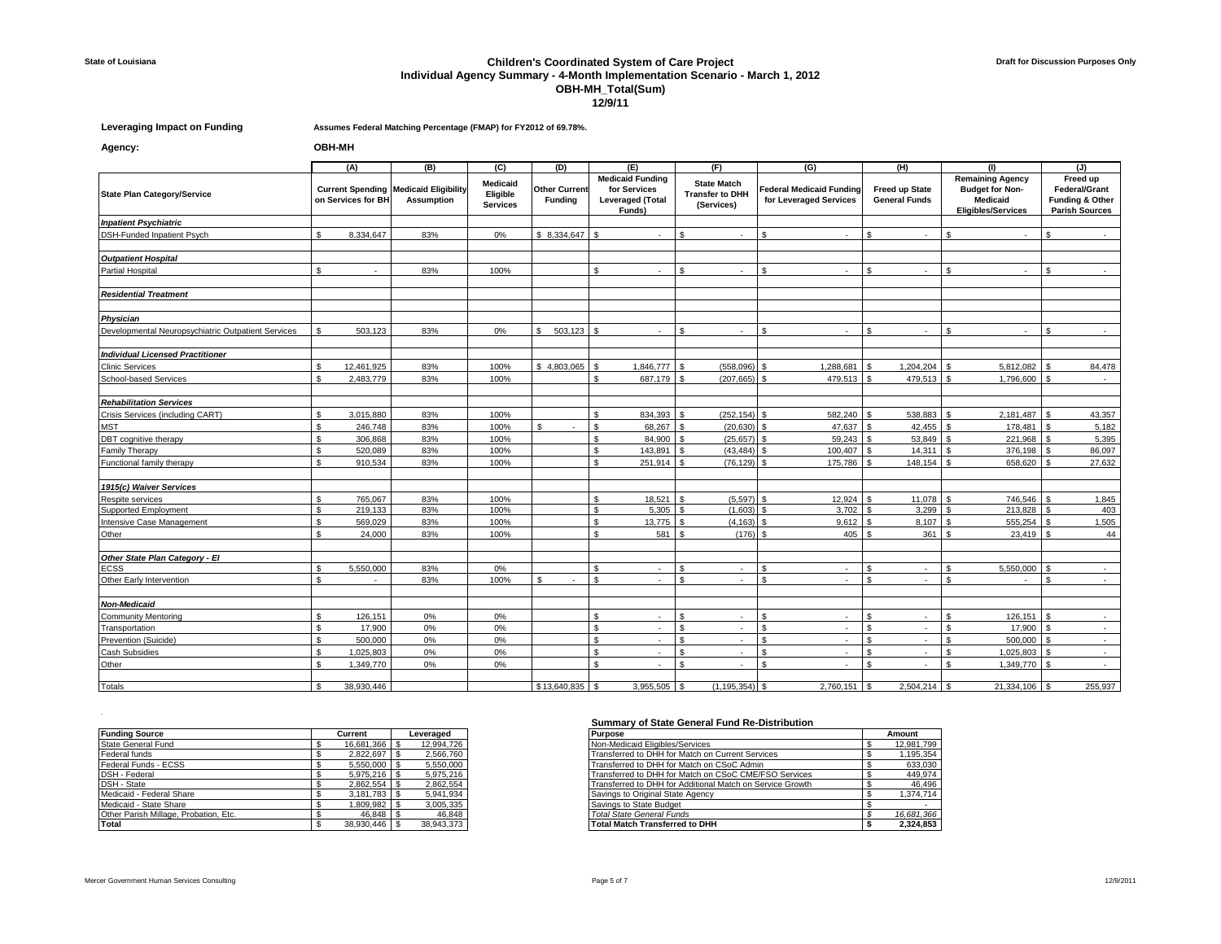State of Louisiana

**Draft for Discussion Purposes Only**

# Children's Coordinated System of Care Project
## Individual Agency Summary - 4-Month Implementation Scenario - March 1, 2012
## OBH-MH_Total(Sum)
## 12/9/11

**Leveraging Impact on Funding** — Assumes Federal Matching Percentage (FMAP) for FY2012 of 69.78%.

**Agency:** OBH-MH

| | (A) | (B) | (C) | (D) | (E) | (F) | (G) | (H) | (I) | (J) |
|---|---|---|---|---|---|---|---|---|---|---|
| **State Plan Category/Service** | **Current Spending on Services for BH** | **Medicaid Eligibility Assumption** | **Medicaid Eligible Services** | **Other Current Funding** | **Medicaid Funding for Services Leveraged (Total Funds)** | **State Match Transfer to DHH (Services)** | **Federal Medicaid Funding for Leveraged Services** | **Freed up State General Funds** | **Remaining Agency Budget for Non-Medicaid Eligibles/Services** | **Freed up Federal/Grant Funding & Other Parish Sources** |
| ***Inpatient Psychiatric*** | | | | | | | | | | |
| DSH-Funded Inpatient Psych | $ 8,334,647 | 83% | 0% | $ 8,334,647 | $ - | $ - | $ - | $ - | $ - | $ - |
| ***Outpatient Hospital*** | | | | | | | | | | |
| Partial Hospital | $ - | 83% | 100% | | $ - | $ - | $ - | $ - | $ - | $ - |
| ***Residential Treatment*** | | | | | | | | | | |
| ***Physician*** | | | | | | | | | | |
| Developmental Neuropsychiatric Outpatient Services | $ 503,123 | 83% | 0% | $ 503,123 | $ - | $ - | $ - | $ - | $ - | $ - |
| ***Individual Licensed Practitioner*** | | | | | | | | | | |
| Clinic Services | $ 12,461,925 | 83% | 100% | $ 4,803,065 | $ 1,846,777 | $ (558,096) | $ 1,288,681 | $ 1,204,204 | $ 5,812,082 | $ 84,478 |
| School-based Services | $ 2,483,779 | 83% | 100% | | $ 687,179 | $ (207,665) | $ 479,513 | $ 479,513 | $ 1,796,600 | $ - |
| ***Rehabilitation Services*** | | | | | | | | | | |
| Crisis Services (including CART) | $ 3,015,880 | 83% | 100% | | $ 834,393 | $ (252,154) | $ 582,240 | $ 538,883 | $ 2,181,487 | $ 43,357 |
| MST | $ 246,748 | 83% | 100% | $ - | $ 68,267 | $ (20,630) | $ 47,637 | $ 42,455 | $ 178,481 | $ 5,182 |
| DBT cognitive therapy | $ 306,868 | 83% | 100% | | $ 84,900 | $ (25,657) | $ 59,243 | $ 53,849 | $ 221,968 | $ 5,395 |
| Family Therapy | $ 520,089 | 83% | 100% | | $ 143,891 | $ (43,484) | $ 100,407 | $ 14,311 | $ 376,198 | $ 86,097 |
| Functional family therapy | $ 910,534 | 83% | 100% | | $ 251,914 | $ (76,129) | $ 175,786 | $ 148,154 | $ 658,620 | $ 27,632 |
| ***1915(c) Waiver Services*** | | | | | | | | | | |
| Respite services | $ 765,067 | 83% | 100% | | $ 18,521 | $ (5,597) | $ 12,924 | $ 11,078 | $ 746,546 | $ 1,845 |
| Supported Employment | $ 219,133 | 83% | 100% | | $ 5,305 | $ (1,603) | $ 3,702 | $ 3,299 | $ 213,828 | $ 403 |
| Intensive Case Management | $ 569,029 | 83% | 100% | | $ 13,775 | $ (4,163) | $ 9,612 | $ 8,107 | $ 555,254 | $ 1,505 |
| Other | $ 24,000 | 83% | 100% | | $ 581 | $ (176) | $ 405 | $ 361 | $ 23,419 | $ 44 |
| ***Other State Plan Category - EI*** | | | | | | | | | | |
| ECSS | $ 5,550,000 | 83% | 0% | | $ - | $ - | $ - | $ - | $ 5,550,000 | $ - |
| Other Early Intervention | $ - | 83% | 100% | $ - | $ - | $ - | $ - | $ - | $ - | $ - |
| ***Non-Medicaid*** | | | | | | | | | | |
| Community Mentoring | $ 126,151 | 0% | 0% | | $ - | $ - | $ - | $ - | $ 126,151 | $ - |
| Transportation | $ 17,900 | 0% | 0% | | $ - | $ - | $ - | $ - | $ 17,900 | $ - |
| Prevention (Suicide) | $ 500,000 | 0% | 0% | | $ - | $ - | $ - | $ - | $ 500,000 | $ - |
| Cash Subsidies | $ 1,025,803 | 0% | 0% | | $ - | $ - | $ - | $ - | $ 1,025,803 | $ - |
| Other | $ 1,349,770 | 0% | 0% | | $ - | $ - | $ - | $ - | $ 1,349,770 | $ - |
| Totals | $ 38,930,446 | | | $ 13,640,835 | $ 3,955,505 | $ (1,195,354) | $ 2,760,151 | $ 2,504,214 | $ 21,334,106 | $ 255,937 |

| Funding Source | Current | Leveraged |
|---|---|---|
| State General Fund | $ 16,681,366 | $ 12,994,726 |
| Federal funds | $ 2,822,697 | $ 2,566,760 |
| Federal Funds - ECSS | $ 5,550,000 | $ 5,550,000 |
| DSH - Federal | $ 5,975,216 | $ 5,975,216 |
| DSH - State | $ 2,862,554 | $ 2,862,554 |
| Medicaid - Federal Share | $ 3,181,783 | $ 5,941,934 |
| Medicaid - State Share | $ 1,809,982 | $ 3,005,335 |
| Other Parish Millage, Probation, Etc. | $ 46,848 | $ 46,848 |
| **Total** | $ 38,930,446 | $ 38,943,373 |

**Summary of State General Fund Re-Distribution**

| Purpose | Amount |
|---|---|
| Non-Medicaid Eligibles/Services | $ 12,981,799 |
| Transferred to DHH for Match on Current Services | $ 1,195,354 |
| Transferred to DHH for Match on CSoC Admin | $ 633,030 |
| Transferred to DHH for Match on CSoC CME/FSO Services | $ 449,974 |
| Transferred to DHH for Additional Match on Service Growth | $ 46,496 |
| Savings to Original State Agency | $ 1,374,714 |
| Savings to State Budget | $ - |
| *Total State General Funds* | *$ 16,681,366* |
| **Total Match Transferred to DHH** | **$ 2,324,853** |

Mercer Government Human Services Consulting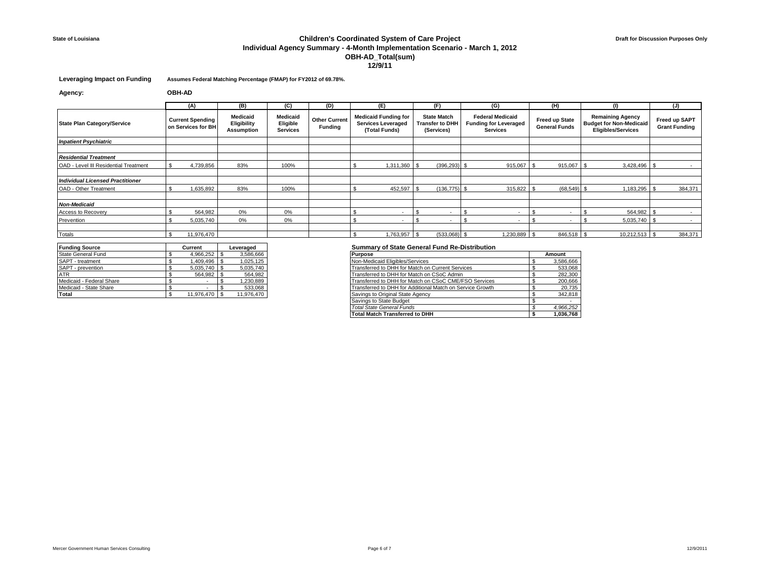State of Louisiana

Draft for Discussion Purposes Only

# Children's Coordinated System of Care Project
## Individual Agency Summary - 4-Month Implementation Scenario - March 1, 2012
## OBH-AD_Total(sum)
## 12/9/11

**Leveraging Impact on Funding** **Assumes Federal Matching Percentage (FMAP) for FY2012 of 69.78%.**

**Agency:** **OBH-AD**

| | (A) | (B) | (C) | (D) | (E) | (F) | (G) | (H) | (I) | (J) |
|---|---|---|---|---|---|---|---|---|---|---|
| **State Plan Category/Service** | **Current Spending on Services for BH** | **Medicaid Eligibility Assumption** | **Medicaid Eligible Services** | **Other Current Funding** | **Medicaid Funding for Services Leveraged (Total Funds)** | **State Match Transfer to DHH (Services)** | **Federal Medicaid Funding for Leveraged Services** | **Freed up State General Funds** | **Remaining Agency Budget for Non-Medicaid Eligibles/Services** | **Freed up SAPT Grant Funding** |
| ***Inpatient Psychiatric*** | | | | | | | | | | |
| ***Residential Treatment*** | | | | | | | | | | |
| OAD - Level III Residential Treatment | $ 4,739,856 | 83% | 100% | | $ 1,311,360 | $ (396,293) | $ 915,067 | $ 915,067 | $ 3,428,496 | $ - |
| ***Individual Licensed Practitioner*** | | | | | | | | | | |
| OAD - Other Treatment | $ 1,635,892 | 83% | 100% | | $ 452,597 | $ (136,775) | $ 315,822 | $ (68,549) | $ 1,183,295 | $ 384,371 |
| ***Non-Medicaid*** | | | | | | | | | | |
| Access to Recovery | $ 564,982 | 0% | 0% | | $ - | $ - | $ - | $ - | $ 564,982 | $ - |
| Prevention | $ 5,035,740 | 0% | 0% | | $ - | $ - | $ - | $ - | $ 5,035,740 | $ - |
| Totals | $ 11,976,470 | | | | $ 1,763,957 | $ (533,068) | $ 1,230,889 | $ 846,518 | $ 10,212,513 | $ 384,371 |

| **Funding Source** | **Current** | **Leveraged** |
|---|---|---|
| State General Fund | $ 4,966,252 | $ 3,586,666 |
| SAPT - treatment | $ 1,409,496 | $ 1,025,125 |
| SAPT - prevention | $ 5,035,740 | $ 5,035,740 |
| ATR | $ 564,982 | $ 564,982 |
| Medicaid - Federal Share | $ - | $ 1,230,889 |
| Medicaid - State Share | $ - | $ 533,068 |
| **Total** | $ 11,976,470 | $ 11,976,470 |

**Summary of State General Fund Re-Distribution**

| **Purpose** | **Amount** |
|---|---|
| Non-Medicaid Eligibles/Services | $ 3,586,666 |
| Transferred to DHH for Match on Current Services | $ 533,068 |
| Transferred to DHH for Match on CSoC Admin | $ 282,300 |
| Transferred to DHH for Match on CSoC CME/FSO Services | $ 200,666 |
| Transferred to DHH for Additional Match on Service Growth | $ 20,735 |
| Savings to Original State Agency | $ 342,818 |
| Savings to State Budget | $ - |
| *Total State General Funds* | *$ 4,966,252* |
| **Total Match Transferred to DHH** | **$ 1,036,768** |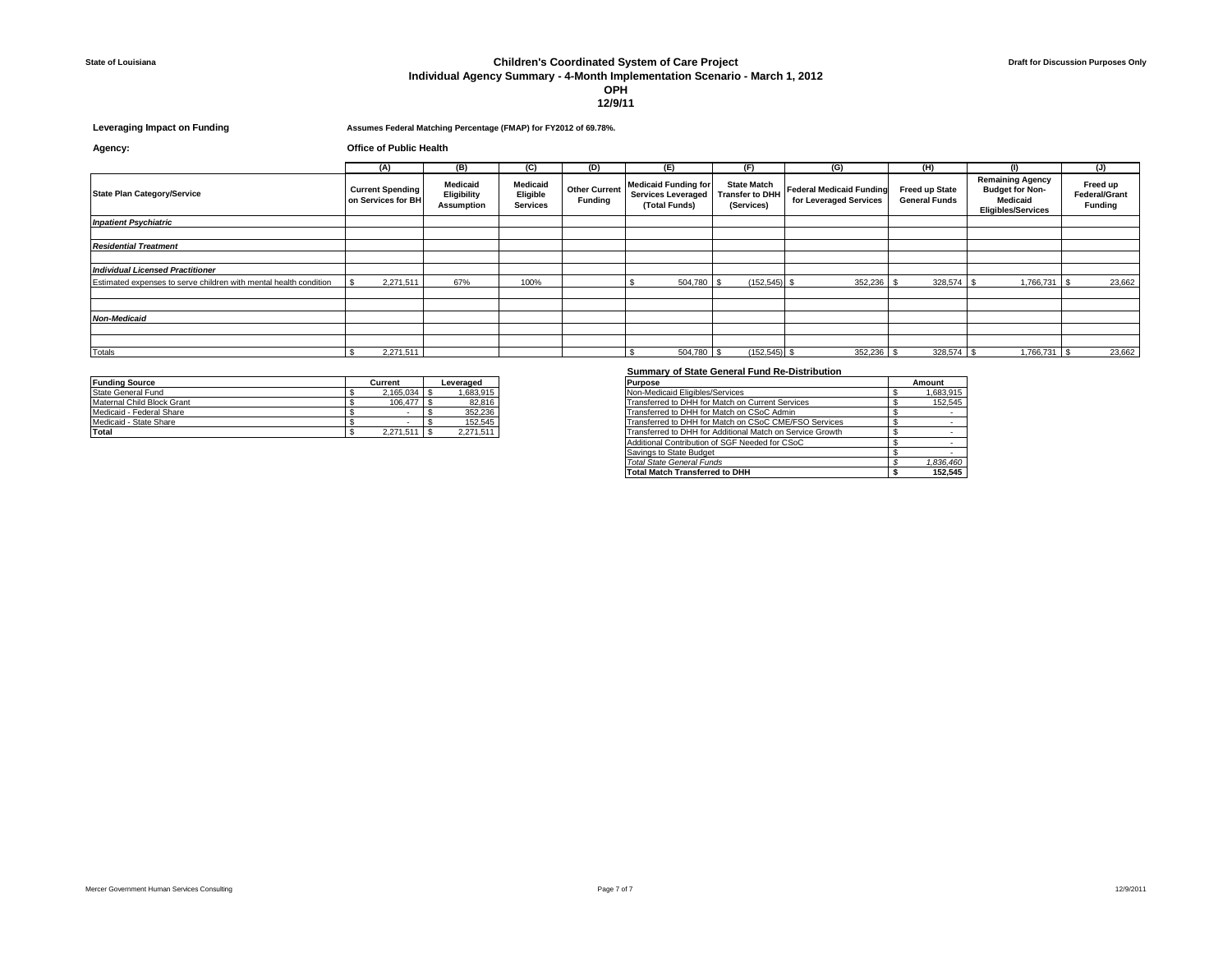State of Louisiana

Draft for Discussion Purposes Only

# Children's Coordinated System of Care Project
## Individual Agency Summary - 4-Month Implementation Scenario - March 1, 2012
## OPH
## 12/9/11

**Leveraging Impact on Funding** — Assumes Federal Matching Percentage (FMAP) for FY2012 of 69.78%.

**Agency:** Office of Public Health

| | (A) | (B) | (C) | (D) | (E) | (F) | (G) | (H) | (I) | (J) |
|---|---|---|---|---|---|---|---|---|---|---|
| State Plan Category/Service | Current Spending on Services for BH | Medicaid Eligibility Assumption | Medicaid Eligible Services | Other Current Funding | Medicaid Funding for Services Leveraged (Total Funds) | State Match Transfer to DHH (Services) | Federal Medicaid Funding for Leveraged Services | Freed up State General Funds | Remaining Agency Budget for Non-Medicaid Eligibles/Services | Freed up Federal/Grant Funding |
| ***Inpatient Psychiatric*** | | | | | | | | | | |
| | | | | | | | | | | |
| ***Residential Treatment*** | | | | | | | | | | |
| | | | | | | | | | | |
| ***Individual Licensed Practitioner*** | | | | | | | | | | |
| Estimated expenses to serve children with mental health condition | $ 2,271,511 | 67% | 100% | | $ 504,780 | $ (152,545) | $ 352,236 | $ 328,574 | $ 1,766,731 | $ 23,662 |
| | | | | | | | | | | |
| | | | | | | | | | | |
| ***Non-Medicaid*** | | | | | | | | | | |
| | | | | | | | | | | |
| | | | | | | | | | | |
| Totals | $ 2,271,511 | | | | $ 504,780 | $ (152,545) | $ 352,236 | $ 328,574 | $ 1,766,731 | $ 23,662 |

| Funding Source | Current | Leveraged |
|---|---|---|
| State General Fund | $ 2,165,034 | $ 1,683,915 |
| Maternal Child Block Grant | $ 106,477 | $ 82,816 |
| Medicaid - Federal Share | $ - | $ 352,236 |
| Medicaid - State Share | $ - | $ 152,545 |
| **Total** | $ 2,271,511 | $ 2,271,511 |

**Summary of State General Fund Re-Distribution**

| Purpose | Amount |
|---|---|
| Non-Medicaid Eligibles/Services | $ 1,683,915 |
| Transferred to DHH for Match on Current Services | $ 152,545 |
| Transferred to DHH for Match on CSoC Admin | $ - |
| Transferred to DHH for Match on CSoC CME/FSO Services | $ - |
| Transferred to DHH for Additional Match on Service Growth | $ - |
| Additional Contribution of SGF Needed for CSoC | $ - |
| Savings to State Budget | $ - |
| *Total State General Funds* | *$ 1,836,460* |
| **Total Match Transferred to DHH** | **$ 152,545** |

Mercer Government Human Services Consulting

12/9/2011